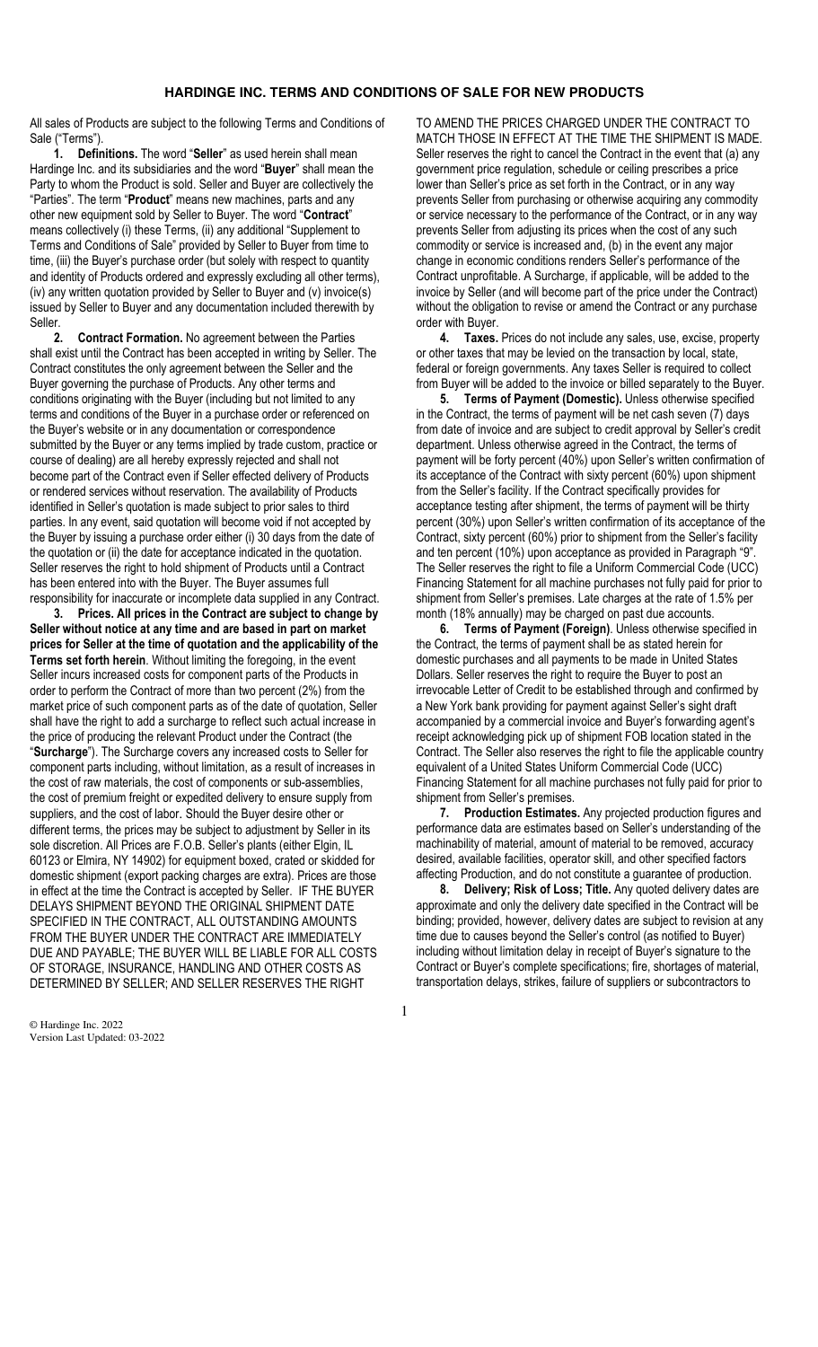# HARDINGE INC. TERMS AND CONDITIONS OF SALE FOR NEW PRODUCTS

All sales of Products are subject to the following Terms and Conditions of Sale ("Terms").

**1. Definitions.** The word "**Seller**" as used herein shall mean Hardinge Inc. and its subsidiaries and the word "**Buyer**" shall mean the Party to whom the Product is sold. Seller and Buyer are collectively the "Parties". The term "**Product**" means new machines, parts and any other new equipment sold by Seller to Buyer. The word "**Contract**" means collectively (i) these Terms, (ii) any additional "Supplement to Terms and Conditions of Sale" provided by Seller to Buyer from time to time, (iii) the Buyer's purchase order (but solely with respect to quantity and identity of Products ordered and expressly excluding all other terms), (iv) any written quotation provided by Seller to Buyer and (v) invoice(s) issued by Seller to Buyer and any documentation included therewith by Seller.

**2. Contract Formation.** No agreement between the Parties shall exist until the Contract has been accepted in writing by Seller. The Contract constitutes the only agreement between the Seller and the Buyer governing the purchase of Products. Any other terms and conditions originating with the Buyer (including but not limited to any terms and conditions of the Buyer in a purchase order or referenced on the Buyer's website or in any documentation or correspondence submitted by the Buyer or any terms implied by trade custom, practice or course of dealing) are all hereby expressly rejected and shall not become part of the Contract even if Seller effected delivery of Products or rendered services without reservation. The availability of Products identified in Seller's quotation is made subject to prior sales to third parties. In any event, said quotation will become void if not accepted by the Buyer by issuing a purchase order either (i) 30 days from the date of the quotation or (ii) the date for acceptance indicated in the quotation. Seller reserves the right to hold shipment of Products until a Contract has been entered into with the Buyer. The Buyer assumes full responsibility for inaccurate or incomplete data supplied in any Contract.

**3. Prices. All prices in the Contract are subject to change by Seller without notice at any time and are based in part on market prices for Seller at the time of quotation and the applicability of the Terms set forth herein**. Without limiting the foregoing, in the event Seller incurs increased costs for component parts of the Products in order to perform the Contract of more than two percent (2%) from the market price of such component parts as of the date of quotation, Seller shall have the right to add a surcharge to reflect such actual increase in the price of producing the relevant Product under the Contract (the "**Surcharge**"). The Surcharge covers any increased costs to Seller for component parts including, without limitation, as a result of increases in the cost of raw materials, the cost of components or sub-assemblies, the cost of premium freight or expedited delivery to ensure supply from suppliers, and the cost of labor. Should the Buyer desire other or different terms, the prices may be subject to adjustment by Seller in its sole discretion. All Prices are F.O.B. Seller's plants (either Elgin, IL 60123 or Elmira, NY 14902) for equipment boxed, crated or skidded for domestic shipment (export packing charges are extra). Prices are those in effect at the time the Contract is accepted by Seller. IF THE BUYER DELAYS SHIPMENT BEYOND THE ORIGINAL SHIPMENT DATE SPECIFIED IN THE CONTRACT, ALL OUTSTANDING AMOUNTS FROM THE BUYER UNDER THE CONTRACT ARE IMMEDIATELY DUE AND PAYABLE; THE BUYER WILL BE LIABLE FOR ALL COSTS OF STORAGE, INSURANCE, HANDLING AND OTHER COSTS AS DETERMINED BY SELLER; AND SELLER RESERVES THE RIGHT TO AMEND THE PRICES CHARGED UNDER THE CONTRACT TO MATCH THOSE IN EFFECT AT THE TIME THE SHIPMENT IS MADE. Seller reserves the right to cancel the Contract in the event that (a) any government price regulation, schedule or ceiling prescribes a price lower than Seller's price as set forth in the Contract, or in any way prevents Seller from purchasing or otherwise acquiring any commodity or service necessary to the performance of the Contract, or in any way prevents Seller from adjusting its prices when the cost of any such commodity or service is increased and, (b) in the event any major change in economic conditions renders Seller's performance of the Contract unprofitable. A Surcharge, if applicable, will be added to the invoice by Seller (and will become part of the price under the Contract) without the obligation to revise or amend the Contract or any purchase order with Buyer.

**4. Taxes.** Prices do not include any sales, use, excise, property or other taxes that may be levied on the transaction by local, state, federal or foreign governments. Any taxes Seller is required to collect from Buyer will be added to the invoice or billed separately to the Buyer.

**5. Terms of Payment (Domestic).** Unless otherwise specified in the Contract, the terms of payment will be net cash seven (7) days from date of invoice and are subject to credit approval by Seller's credit department. Unless otherwise agreed in the Contract, the terms of payment will be forty percent (40%) upon Seller's written confirmation of its acceptance of the Contract with sixty percent (60%) upon shipment from the Seller's facility. If the Contract specifically provides for acceptance testing after shipment, the terms of payment will be thirty percent (30%) upon Seller's written confirmation of its acceptance of the Contract, sixty percent (60%) prior to shipment from the Seller's facility and ten percent (10%) upon acceptance as provided in Paragraph "9". The Seller reserves the right to file a Uniform Commercial Code (UCC) Financing Statement for all machine purchases not fully paid for prior to shipment from Seller's premises. Late charges at the rate of 1.5% per month (18% annually) may be charged on past due accounts.

**6. Terms of Payment (Foreign)**. Unless otherwise specified in the Contract, the terms of payment shall be as stated herein for domestic purchases and all payments to be made in United States Dollars. Seller reserves the right to require the Buyer to post an irrevocable Letter of Credit to be established through and confirmed by a New York bank providing for payment against Seller's sight draft accompanied by a commercial invoice and Buyer's forwarding agent's receipt acknowledging pick up of shipment FOB location stated in the Contract. The Seller also reserves the right to file the applicable country equivalent of a United States Uniform Commercial Code (UCC) Financing Statement for all machine purchases not fully paid for prior to shipment from Seller's premises.

**7. Production Estimates.** Any projected production figures and performance data are estimates based on Seller's understanding of the machinability of material, amount of material to be removed, accuracy desired, available facilities, operator skill, and other specified factors affecting Production, and do not constitute a guarantee of production.

**8. Delivery; Risk of Loss; Title.** Any quoted delivery dates are approximate and only the delivery date specified in the Contract will be binding; provided, however, delivery dates are subject to revision at any time due to causes beyond the Seller's control (as notified to Buyer) including without limitation delay in receipt of Buyer's signature to the Contract or Buyer's complete specifications; fire, shortages of material, transportation delays, strikes, failure of suppliers or subcontractors to

© Hardinge Inc. 2022
Version Last Updated: 03-2022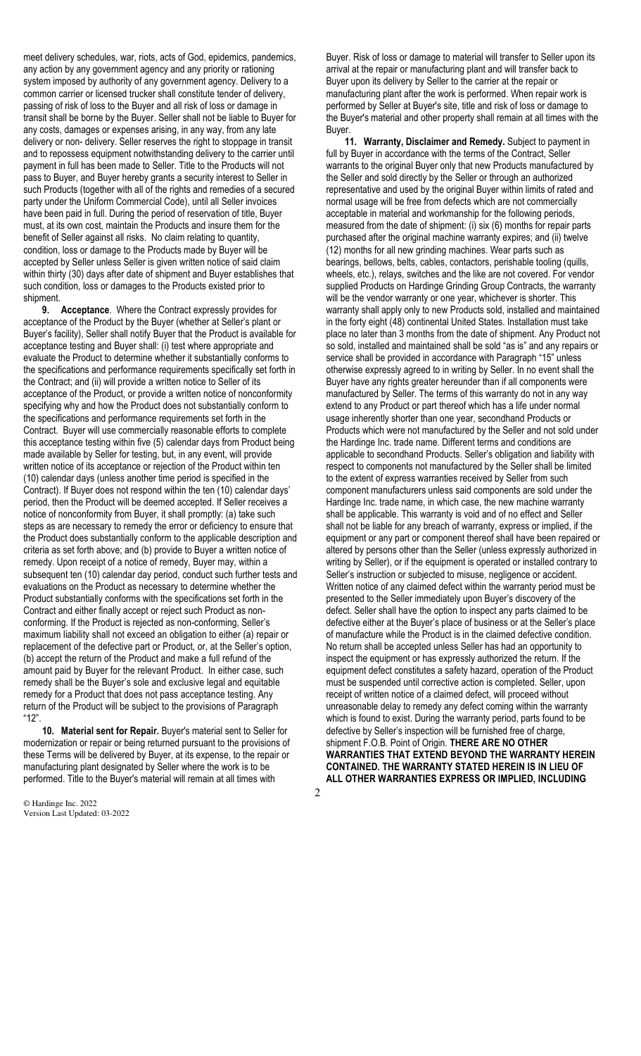meet delivery schedules, war, riots, acts of God, epidemics, pandemics, any action by any government agency and any priority or rationing system imposed by authority of any government agency. Delivery to a common carrier or licensed trucker shall constitute tender of delivery, passing of risk of loss to the Buyer and all risk of loss or damage in transit shall be borne by the Buyer. Seller shall not be liable to Buyer for any costs, damages or expenses arising, in any way, from any late delivery or non- delivery. Seller reserves the right to stoppage in transit and to repossess equipment notwithstanding delivery to the carrier until payment in full has been made to Seller. Title to the Products will not pass to Buyer, and Buyer hereby grants a security interest to Seller in such Products (together with all of the rights and remedies of a secured party under the Uniform Commercial Code), until all Seller invoices have been paid in full. During the period of reservation of title, Buyer must, at its own cost, maintain the Products and insure them for the benefit of Seller against all risks. No claim relating to quantity, condition, loss or damage to the Products made by Buyer will be accepted by Seller unless Seller is given written notice of said claim within thirty (30) days after date of shipment and Buyer establishes that such condition, loss or damages to the Products existed prior to shipment.

**9. Acceptance**. Where the Contract expressly provides for acceptance of the Product by the Buyer (whether at Seller's plant or Buyer's facility), Seller shall notify Buyer that the Product is available for acceptance testing and Buyer shall: (i) test where appropriate and evaluate the Product to determine whether it substantially conforms to the specifications and performance requirements specifically set forth in the Contract; and (ii) will provide a written notice to Seller of its acceptance of the Product, or provide a written notice of nonconformity specifying why and how the Product does not substantially conform to the specifications and performance requirements set forth in the Contract. Buyer will use commercially reasonable efforts to complete this acceptance testing within five (5) calendar days from Product being made available by Seller for testing, but, in any event, will provide written notice of its acceptance or rejection of the Product within ten (10) calendar days (unless another time period is specified in the Contract). If Buyer does not respond within the ten (10) calendar days' period, then the Product will be deemed accepted. If Seller receives a notice of nonconformity from Buyer, it shall promptly: (a) take such steps as are necessary to remedy the error or deficiency to ensure that the Product does substantially conform to the applicable description and criteria as set forth above; and (b) provide to Buyer a written notice of remedy. Upon receipt of a notice of remedy, Buyer may, within a subsequent ten (10) calendar day period, conduct such further tests and evaluations on the Product as necessary to determine whether the Product substantially conforms with the specifications set forth in the Contract and either finally accept or reject such Product as non-conforming. If the Product is rejected as non-conforming, Seller's maximum liability shall not exceed an obligation to either (a) repair or replacement of the defective part or Product, or, at the Seller's option, (b) accept the return of the Product and make a full refund of the amount paid by Buyer for the relevant Product. In either case, such remedy shall be the Buyer's sole and exclusive legal and equitable remedy for a Product that does not pass acceptance testing. Any return of the Product will be subject to the provisions of Paragraph "12".

**10. Material sent for Repair.** Buyer's material sent to Seller for modernization or repair or being returned pursuant to the provisions of these Terms will be delivered by Buyer, at its expense, to the repair or manufacturing plant designated by Seller where the work is to be performed. Title to the Buyer's material will remain at all times with Buyer. Risk of loss or damage to material will transfer to Seller upon its arrival at the repair or manufacturing plant and will transfer back to Buyer upon its delivery by Seller to the carrier at the repair or manufacturing plant after the work is performed. When repair work is performed by Seller at Buyer's site, title and risk of loss or damage to the Buyer's material and other property shall remain at all times with the Buyer.

**11. Warranty, Disclaimer and Remedy.** Subject to payment in full by Buyer in accordance with the terms of the Contract, Seller warrants to the original Buyer only that new Products manufactured by the Seller and sold directly by the Seller or through an authorized representative and used by the original Buyer within limits of rated and normal usage will be free from defects which are not commercially acceptable in material and workmanship for the following periods, measured from the date of shipment: (i) six (6) months for repair parts purchased after the original machine warranty expires; and (ii) twelve (12) months for all new grinding machines. Wear parts such as bearings, bellows, belts, cables, contactors, perishable tooling (quills, wheels, etc.), relays, switches and the like are not covered. For vendor supplied Products on Hardinge Grinding Group Contracts, the warranty will be the vendor warranty or one year, whichever is shorter. This warranty shall apply only to new Products sold, installed and maintained in the forty eight (48) continental United States. Installation must take place no later than 3 months from the date of shipment. Any Product not so sold, installed and maintained shall be sold "as is" and any repairs or service shall be provided in accordance with Paragraph "15" unless otherwise expressly agreed to in writing by Seller. In no event shall the Buyer have any rights greater hereunder than if all components were manufactured by Seller. The terms of this warranty do not in any way extend to any Product or part thereof which has a life under normal usage inherently shorter than one year, secondhand Products or Products which were not manufactured by the Seller and not sold under the Hardinge Inc. trade name. Different terms and conditions are applicable to secondhand Products. Seller's obligation and liability with respect to components not manufactured by the Seller shall be limited to the extent of express warranties received by Seller from such component manufacturers unless said components are sold under the Hardinge Inc. trade name, in which case, the new machine warranty shall be applicable. This warranty is void and of no effect and Seller shall not be liable for any breach of warranty, express or implied, if the equipment or any part or component thereof shall have been repaired or altered by persons other than the Seller (unless expressly authorized in writing by Seller), or if the equipment is operated or installed contrary to Seller's instruction or subjected to misuse, negligence or accident. Written notice of any claimed defect within the warranty period must be presented to the Seller immediately upon Buyer's discovery of the defect. Seller shall have the option to inspect any parts claimed to be defective either at the Buyer's place of business or at the Seller's place of manufacture while the Product is in the claimed defective condition. No return shall be accepted unless Seller has had an opportunity to inspect the equipment or has expressly authorized the return. If the equipment defect constitutes a safety hazard, operation of the Product must be suspended until corrective action is completed. Seller, upon receipt of written notice of a claimed defect, will proceed without unreasonable delay to remedy any defect coming within the warranty which is found to exist. During the warranty period, parts found to be defective by Seller's inspection will be furnished free of charge, shipment F.O.B. Point of Origin. **THERE ARE NO OTHER WARRANTIES THAT EXTEND BEYOND THE WARRANTY HEREIN CONTAINED. THE WARRANTY STATED HEREIN IS IN LIEU OF ALL OTHER WARRANTIES EXPRESS OR IMPLIED, INCLUDING**

© Hardinge Inc. 2022
Version Last Updated: 03-2022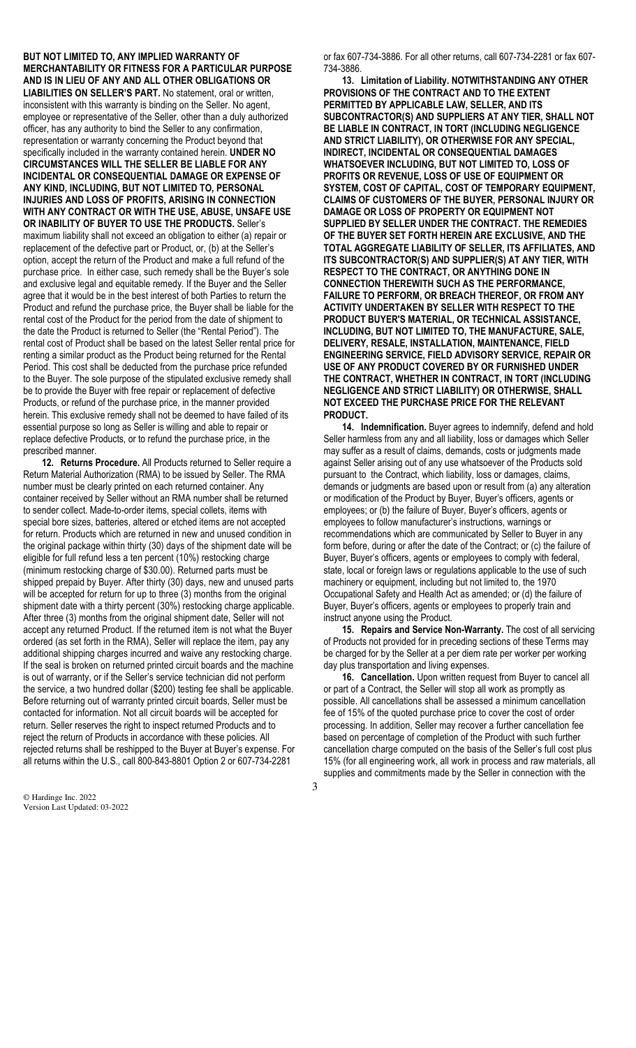**BUT NOT LIMITED TO, ANY IMPLIED WARRANTY OF MERCHANTABILITY OR FITNESS FOR A PARTICULAR PURPOSE AND IS IN LIEU OF ANY AND ALL OTHER OBLIGATIONS OR LIABILITIES ON SELLER'S PART.** No statement, oral or written, inconsistent with this warranty is binding on the Seller. No agent, employee or representative of the Seller, other than a duly authorized officer, has any authority to bind the Seller to any confirmation, representation or warranty concerning the Product beyond that specifically included in the warranty contained herein. **UNDER NO CIRCUMSTANCES WILL THE SELLER BE LIABLE FOR ANY INCIDENTAL OR CONSEQUENTIAL DAMAGE OR EXPENSE OF ANY KIND, INCLUDING, BUT NOT LIMITED TO, PERSONAL INJURIES AND LOSS OF PROFITS, ARISING IN CONNECTION WITH ANY CONTRACT OR WITH THE USE, ABUSE, UNSAFE USE OR INABILITY OF BUYER TO USE THE PRODUCTS.** Seller's maximum liability shall not exceed an obligation to either (a) repair or replacement of the defective part or Product, or, (b) at the Seller's option, accept the return of the Product and make a full refund of the purchase price. In either case, such remedy shall be the Buyer's sole and exclusive legal and equitable remedy. If the Buyer and the Seller agree that it would be in the best interest of both Parties to return the Product and refund the purchase price, the Buyer shall be liable for the rental cost of the Product for the period from the date of shipment to the date the Product is returned to Seller (the "Rental Period"). The rental cost of Product shall be based on the latest Seller rental price for renting a similar product as the Product being returned for the Rental Period. This cost shall be deducted from the purchase price refunded to the Buyer. The sole purpose of the stipulated exclusive remedy shall be to provide the Buyer with free repair or replacement of defective Products, or refund of the purchase price, in the manner provided herein. This exclusive remedy shall not be deemed to have failed of its essential purpose so long as Seller is willing and able to repair or replace defective Products, or to refund the purchase price, in the prescribed manner.

**12. Returns Procedure.** All Products returned to Seller require a Return Material Authorization (RMA) to be issued by Seller. The RMA number must be clearly printed on each returned container. Any container received by Seller without an RMA number shall be returned to sender collect. Made-to-order items, special collets, items with special bore sizes, batteries, altered or etched items are not accepted for return. Products which are returned in new and unused condition in the original package within thirty (30) days of the shipment date will be eligible for full refund less a ten percent (10%) restocking charge (minimum restocking charge of $30.00). Returned parts must be shipped prepaid by Buyer. After thirty (30) days, new and unused parts will be accepted for return for up to three (3) months from the original shipment date with a thirty percent (30%) restocking charge applicable. After three (3) months from the original shipment date, Seller will not accept any returned Product. If the returned item is not what the Buyer ordered (as set forth in the RMA), Seller will replace the item, pay any additional shipping charges incurred and waive any restocking charge. If the seal is broken on returned printed circuit boards and the machine is out of warranty, or if the Seller's service technician did not perform the service, a two hundred dollar ($200) testing fee shall be applicable. Before returning out of warranty printed circuit boards, Seller must be contacted for information. Not all circuit boards will be accepted for return. Seller reserves the right to inspect returned Products and to reject the return of Products in accordance with these policies. All rejected returns shall be reshipped to the Buyer at Buyer's expense. For all returns within the U.S., call 800-843-8801 Option 2 or 607-734-2281 or fax 607-734-3886. For all other returns, call 607-734-2281 or fax 607-734-3886.

**13. Limitation of Liability. NOTWITHSTANDING ANY OTHER PROVISIONS OF THE CONTRACT AND TO THE EXTENT PERMITTED BY APPLICABLE LAW, SELLER, AND ITS SUBCONTRACTOR(S) AND SUPPLIERS AT ANY TIER, SHALL NOT BE LIABLE IN CONTRACT, IN TORT (INCLUDING NEGLIGENCE AND STRICT LIABILITY), OR OTHERWISE FOR ANY SPECIAL, INDIRECT, INCIDENTAL OR CONSEQUENTIAL DAMAGES WHATSOEVER INCLUDING, BUT NOT LIMITED TO, LOSS OF PROFITS OR REVENUE, LOSS OF USE OF EQUIPMENT OR SYSTEM, COST OF CAPITAL, COST OF TEMPORARY EQUIPMENT, CLAIMS OF CUSTOMERS OF THE BUYER, PERSONAL INJURY OR DAMAGE OR LOSS OF PROPERTY OR EQUIPMENT NOT SUPPLIED BY SELLER UNDER THE CONTRACT. THE REMEDIES OF THE BUYER SET FORTH HEREIN ARE EXCLUSIVE, AND THE TOTAL AGGREGATE LIABILITY OF SELLER, ITS AFFILIATES, AND ITS SUBCONTRACTOR(S) AND SUPPLIER(S) AT ANY TIER, WITH RESPECT TO THE CONTRACT, OR ANYTHING DONE IN CONNECTION THEREWITH SUCH AS THE PERFORMANCE, FAILURE TO PERFORM, OR BREACH THEREOF, OR FROM ANY ACTIVITY UNDERTAKEN BY SELLER WITH RESPECT TO THE PRODUCT BUYER'S MATERIAL, OR TECHNICAL ASSISTANCE, INCLUDING, BUT NOT LIMITED TO, THE MANUFACTURE, SALE, DELIVERY, RESALE, INSTALLATION, MAINTENANCE, FIELD ENGINEERING SERVICE, FIELD ADVISORY SERVICE, REPAIR OR USE OF ANY PRODUCT COVERED BY OR FURNISHED UNDER THE CONTRACT, WHETHER IN CONTRACT, IN TORT (INCLUDING NEGLIGENCE AND STRICT LIABILITY) OR OTHERWISE, SHALL NOT EXCEED THE PURCHASE PRICE FOR THE RELEVANT PRODUCT.**

**14. Indemnification.** Buyer agrees to indemnify, defend and hold Seller harmless from any and all liability, loss or damages which Seller may suffer as a result of claims, demands, costs or judgments made against Seller arising out of any use whatsoever of the Products sold pursuant to the Contract, which liability, loss or damages, claims, demands or judgments are based upon or result from (a) any alteration or modification of the Product by Buyer, Buyer's officers, agents or employees; or (b) the failure of Buyer, Buyer's officers, agents or employees to follow manufacturer's instructions, warnings or recommendations which are communicated by Seller to Buyer in any form before, during or after the date of the Contract; or (c) the failure of Buyer, Buyer's officers, agents or employees to comply with federal, state, local or foreign laws or regulations applicable to the use of such machinery or equipment, including but not limited to, the 1970 Occupational Safety and Health Act as amended; or (d) the failure of Buyer, Buyer's officers, agents or employees to properly train and instruct anyone using the Product.

**15. Repairs and Service Non-Warranty.** The cost of all servicing of Products not provided for in preceding sections of these Terms may be charged for by the Seller at a per diem rate per worker per working day plus transportation and living expenses.

**16. Cancellation.** Upon written request from Buyer to cancel all or part of a Contract, the Seller will stop all work as promptly as possible. All cancellations shall be assessed a minimum cancellation fee of 15% of the quoted purchase price to cover the cost of order processing. In addition, Seller may recover a further cancellation fee based on percentage of completion of the Product with such further cancellation charge computed on the basis of the Seller's full cost plus 15% (for all engineering work, all work in process and raw materials, all supplies and commitments made by the Seller in connection with the

© Hardinge Inc. 2022
Version Last Updated: 03-2022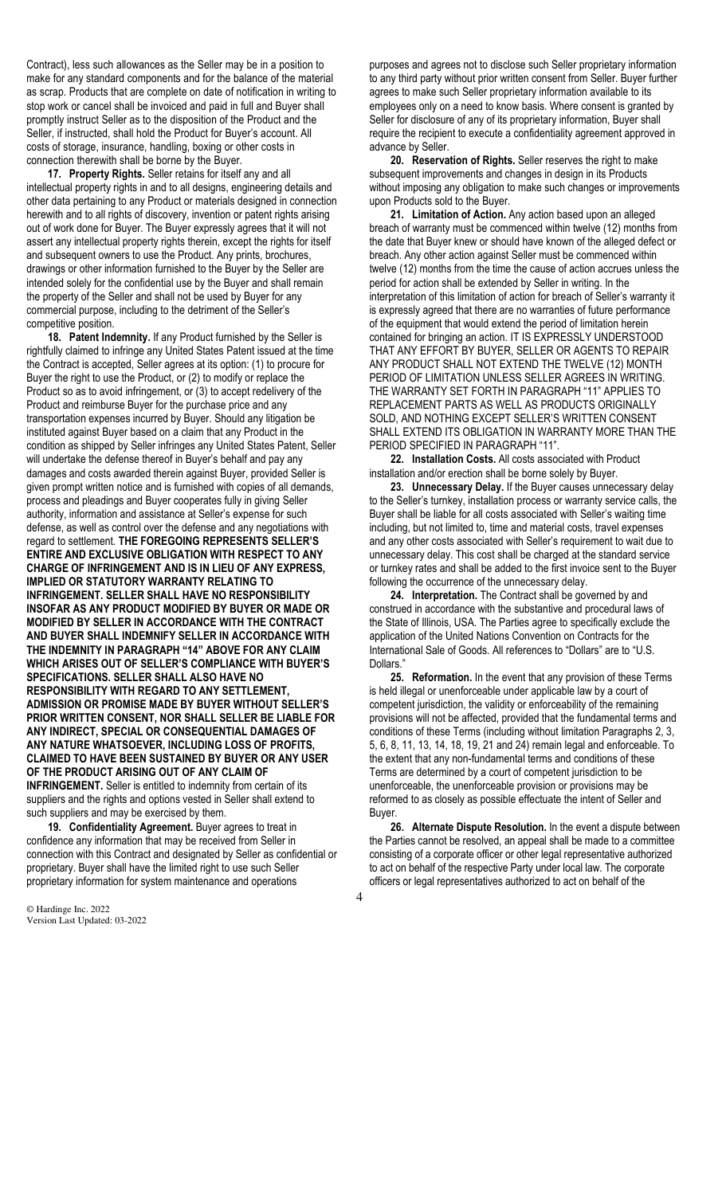Contract), less such allowances as the Seller may be in a position to make for any standard components and for the balance of the material as scrap. Products that are complete on date of notification in writing to stop work or cancel shall be invoiced and paid in full and Buyer shall promptly instruct Seller as to the disposition of the Product and the Seller, if instructed, shall hold the Product for Buyer's account. All costs of storage, insurance, handling, boxing or other costs in connection therewith shall be borne by the Buyer.

**17. Property Rights.** Seller retains for itself any and all intellectual property rights in and to all designs, engineering details and other data pertaining to any Product or materials designed in connection herewith and to all rights of discovery, invention or patent rights arising out of work done for Buyer. The Buyer expressly agrees that it will not assert any intellectual property rights therein, except the rights for itself and subsequent owners to use the Product. Any prints, brochures, drawings or other information furnished to the Buyer by the Seller are intended solely for the confidential use by the Buyer and shall remain the property of the Seller and shall not be used by Buyer for any commercial purpose, including to the detriment of the Seller's competitive position.

**18. Patent Indemnity.** If any Product furnished by the Seller is rightfully claimed to infringe any United States Patent issued at the time the Contract is accepted, Seller agrees at its option: (1) to procure for Buyer the right to use the Product, or (2) to modify or replace the Product so as to avoid infringement, or (3) to accept redelivery of the Product and reimburse Buyer for the purchase price and any transportation expenses incurred by Buyer. Should any litigation be instituted against Buyer based on a claim that any Product in the condition as shipped by Seller infringes any United States Patent, Seller will undertake the defense thereof in Buyer's behalf and pay any damages and costs awarded therein against Buyer, provided Seller is given prompt written notice and is furnished with copies of all demands, process and pleadings and Buyer cooperates fully in giving Seller authority, information and assistance at Seller's expense for such defense, as well as control over the defense and any negotiations with regard to settlement. **THE FOREGOING REPRESENTS SELLER'S ENTIRE AND EXCLUSIVE OBLIGATION WITH RESPECT TO ANY CHARGE OF INFRINGEMENT AND IS IN LIEU OF ANY EXPRESS, IMPLIED OR STATUTORY WARRANTY RELATING TO INFRINGEMENT. SELLER SHALL HAVE NO RESPONSIBILITY INSOFAR AS ANY PRODUCT MODIFIED BY BUYER OR MADE OR MODIFIED BY SELLER IN ACCORDANCE WITH THE CONTRACT AND BUYER SHALL INDEMNIFY SELLER IN ACCORDANCE WITH THE INDEMNITY IN PARAGRAPH "14" ABOVE FOR ANY CLAIM WHICH ARISES OUT OF SELLER'S COMPLIANCE WITH BUYER'S SPECIFICATIONS. SELLER SHALL ALSO HAVE NO RESPONSIBILITY WITH REGARD TO ANY SETTLEMENT, ADMISSION OR PROMISE MADE BY BUYER WITHOUT SELLER'S PRIOR WRITTEN CONSENT, NOR SHALL SELLER BE LIABLE FOR ANY INDIRECT, SPECIAL OR CONSEQUENTIAL DAMAGES OF ANY NATURE WHATSOEVER, INCLUDING LOSS OF PROFITS, CLAIMED TO HAVE BEEN SUSTAINED BY BUYER OR ANY USER OF THE PRODUCT ARISING OUT OF ANY CLAIM OF INFRINGEMENT.** Seller is entitled to indemnity from certain of its suppliers and the rights and options vested in Seller shall extend to such suppliers and may be exercised by them.

**19. Confidentiality Agreement.** Buyer agrees to treat in confidence any information that may be received from Seller in connection with this Contract and designated by Seller as confidential or proprietary. Buyer shall have the limited right to use such Seller proprietary information for system maintenance and operations purposes and agrees not to disclose such Seller proprietary information to any third party without prior written consent from Seller. Buyer further agrees to make such Seller proprietary information available to its employees only on a need to know basis. Where consent is granted by Seller for disclosure of any of its proprietary information, Buyer shall require the recipient to execute a confidentiality agreement approved in advance by Seller.

**20. Reservation of Rights.** Seller reserves the right to make subsequent improvements and changes in design in its Products without imposing any obligation to make such changes or improvements upon Products sold to the Buyer.

**21. Limitation of Action.** Any action based upon an alleged breach of warranty must be commenced within twelve (12) months from the date that Buyer knew or should have known of the alleged defect or breach. Any other action against Seller must be commenced within twelve (12) months from the time the cause of action accrues unless the period for action shall be extended by Seller in writing. In the interpretation of this limitation of action for breach of Seller's warranty it is expressly agreed that there are no warranties of future performance of the equipment that would extend the period of limitation herein contained for bringing an action. IT IS EXPRESSLY UNDERSTOOD THAT ANY EFFORT BY BUYER, SELLER OR AGENTS TO REPAIR ANY PRODUCT SHALL NOT EXTEND THE TWELVE (12) MONTH PERIOD OF LIMITATION UNLESS SELLER AGREES IN WRITING. THE WARRANTY SET FORTH IN PARAGRAPH "11" APPLIES TO REPLACEMENT PARTS AS WELL AS PRODUCTS ORIGINALLY SOLD, AND NOTHING EXCEPT SELLER'S WRITTEN CONSENT SHALL EXTEND ITS OBLIGATION IN WARRANTY MORE THAN THE PERIOD SPECIFIED IN PARAGRAPH "11".

**22. Installation Costs.** All costs associated with Product installation and/or erection shall be borne solely by Buyer.

**23. Unnecessary Delay.** If the Buyer causes unnecessary delay to the Seller's turnkey, installation process or warranty service calls, the Buyer shall be liable for all costs associated with Seller's waiting time including, but not limited to, time and material costs, travel expenses and any other costs associated with Seller's requirement to wait due to unnecessary delay. This cost shall be charged at the standard service or turnkey rates and shall be added to the first invoice sent to the Buyer following the occurrence of the unnecessary delay.

**24. Interpretation.** The Contract shall be governed by and construed in accordance with the substantive and procedural laws of the State of Illinois, USA. The Parties agree to specifically exclude the application of the United Nations Convention on Contracts for the International Sale of Goods. All references to "Dollars" are to "U.S. Dollars."

**25. Reformation.** In the event that any provision of these Terms is held illegal or unenforceable under applicable law by a court of competent jurisdiction, the validity or enforceability of the remaining provisions will not be affected, provided that the fundamental terms and conditions of these Terms (including without limitation Paragraphs 2, 3, 5, 6, 8, 11, 13, 14, 18, 19, 21 and 24) remain legal and enforceable. To the extent that any non-fundamental terms and conditions of these Terms are determined by a court of competent jurisdiction to be unenforceable, the unenforceable provision or provisions may be reformed to as closely as possible effectuate the intent of Seller and Buyer.

**26. Alternate Dispute Resolution.** In the event a dispute between the Parties cannot be resolved, an appeal shall be made to a committee consisting of a corporate officer or other legal representative authorized to act on behalf of the respective Party under local law. The corporate officers or legal representatives authorized to act on behalf of the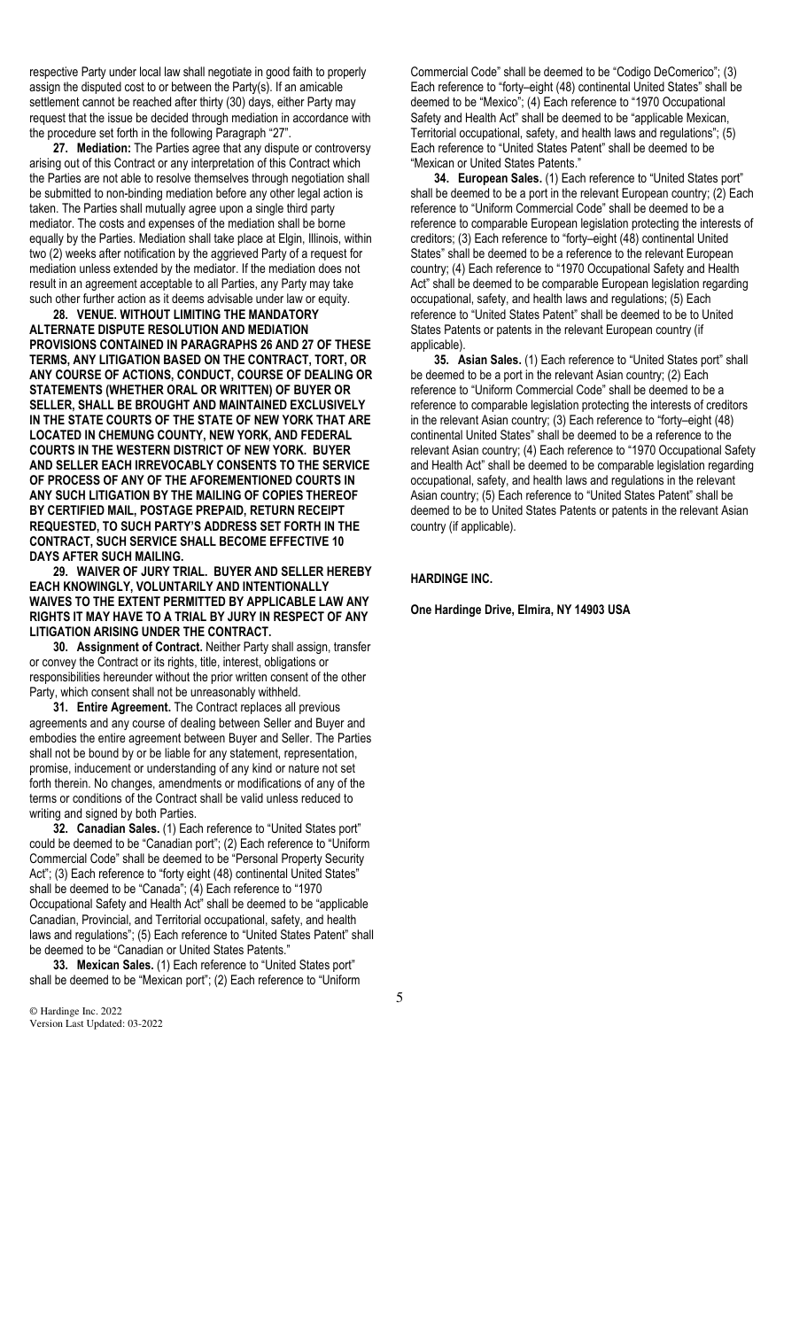respective Party under local law shall negotiate in good faith to properly assign the disputed cost to or between the Party(s). If an amicable settlement cannot be reached after thirty (30) days, either Party may request that the issue be decided through mediation in accordance with the procedure set forth in the following Paragraph "27".

**27. Mediation:** The Parties agree that any dispute or controversy arising out of this Contract or any interpretation of this Contract which the Parties are not able to resolve themselves through negotiation shall be submitted to non-binding mediation before any other legal action is taken. The Parties shall mutually agree upon a single third party mediator. The costs and expenses of the mediation shall be borne equally by the Parties. Mediation shall take place at Elgin, Illinois, within two (2) weeks after notification by the aggrieved Party of a request for mediation unless extended by the mediator. If the mediation does not result in an agreement acceptable to all Parties, any Party may take such other further action as it deems advisable under law or equity.

**28. VENUE. WITHOUT LIMITING THE MANDATORY ALTERNATE DISPUTE RESOLUTION AND MEDIATION PROVISIONS CONTAINED IN PARAGRAPHS 26 AND 27 OF THESE TERMS, ANY LITIGATION BASED ON THE CONTRACT, TORT, OR ANY COURSE OF ACTIONS, CONDUCT, COURSE OF DEALING OR STATEMENTS (WHETHER ORAL OR WRITTEN) OF BUYER OR SELLER, SHALL BE BROUGHT AND MAINTAINED EXCLUSIVELY IN THE STATE COURTS OF THE STATE OF NEW YORK THAT ARE LOCATED IN CHEMUNG COUNTY, NEW YORK, AND FEDERAL COURTS IN THE WESTERN DISTRICT OF NEW YORK. BUYER AND SELLER EACH IRREVOCABLY CONSENTS TO THE SERVICE OF PROCESS OF ANY OF THE AFOREMENTIONED COURTS IN ANY SUCH LITIGATION BY THE MAILING OF COPIES THEREOF BY CERTIFIED MAIL, POSTAGE PREPAID, RETURN RECEIPT REQUESTED, TO SUCH PARTY'S ADDRESS SET FORTH IN THE CONTRACT, SUCH SERVICE SHALL BECOME EFFECTIVE 10 DAYS AFTER SUCH MAILING.**

**29. WAIVER OF JURY TRIAL. BUYER AND SELLER HEREBY EACH KNOWINGLY, VOLUNTARILY AND INTENTIONALLY WAIVES TO THE EXTENT PERMITTED BY APPLICABLE LAW ANY RIGHTS IT MAY HAVE TO A TRIAL BY JURY IN RESPECT OF ANY LITIGATION ARISING UNDER THE CONTRACT.**

**30. Assignment of Contract.** Neither Party shall assign, transfer or convey the Contract or its rights, title, interest, obligations or responsibilities hereunder without the prior written consent of the other Party, which consent shall not be unreasonably withheld.

**31. Entire Agreement.** The Contract replaces all previous agreements and any course of dealing between Seller and Buyer and embodies the entire agreement between Buyer and Seller. The Parties shall not be bound by or be liable for any statement, representation, promise, inducement or understanding of any kind or nature not set forth therein. No changes, amendments or modifications of any of the terms or conditions of the Contract shall be valid unless reduced to writing and signed by both Parties.

**32. Canadian Sales.** (1) Each reference to "United States port" could be deemed to be "Canadian port"; (2) Each reference to "Uniform Commercial Code" shall be deemed to be "Personal Property Security Act"; (3) Each reference to "forty eight (48) continental United States" shall be deemed to be "Canada"; (4) Each reference to "1970 Occupational Safety and Health Act" shall be deemed to be "applicable Canadian, Provincial, and Territorial occupational, safety, and health laws and regulations"; (5) Each reference to "United States Patent" shall be deemed to be "Canadian or United States Patents."

**33. Mexican Sales.** (1) Each reference to "United States port" shall be deemed to be "Mexican port"; (2) Each reference to "Uniform Commercial Code" shall be deemed to be "Codigo DeComerico"; (3) Each reference to "forty–eight (48) continental United States" shall be deemed to be "Mexico"; (4) Each reference to "1970 Occupational Safety and Health Act" shall be deemed to be "applicable Mexican, Territorial occupational, safety, and health laws and regulations"; (5) Each reference to "United States Patent" shall be deemed to be "Mexican or United States Patents."

**34. European Sales.** (1) Each reference to "United States port" shall be deemed to be a port in the relevant European country; (2) Each reference to "Uniform Commercial Code" shall be deemed to be a reference to comparable European legislation protecting the interests of creditors; (3) Each reference to "forty–eight (48) continental United States" shall be deemed to be a reference to the relevant European country; (4) Each reference to "1970 Occupational Safety and Health Act" shall be deemed to be comparable European legislation regarding occupational, safety, and health laws and regulations; (5) Each reference to "United States Patent" shall be deemed to be to United States Patents or patents in the relevant European country (if applicable).

**35. Asian Sales.** (1) Each reference to "United States port" shall be deemed to be a port in the relevant Asian country; (2) Each reference to "Uniform Commercial Code" shall be deemed to be a reference to comparable legislation protecting the interests of creditors in the relevant Asian country; (3) Each reference to "forty–eight (48) continental United States" shall be deemed to be a reference to the relevant Asian country; (4) Each reference to "1970 Occupational Safety and Health Act" shall be deemed to be comparable legislation regarding occupational, safety, and health laws and regulations in the relevant Asian country; (5) Each reference to "United States Patent" shall be deemed to be to United States Patents or patents in the relevant Asian country (if applicable).

**HARDINGE INC.**

**One Hardinge Drive, Elmira, NY 14903 USA**

© Hardinge Inc. 2022
Version Last Updated: 03-2022